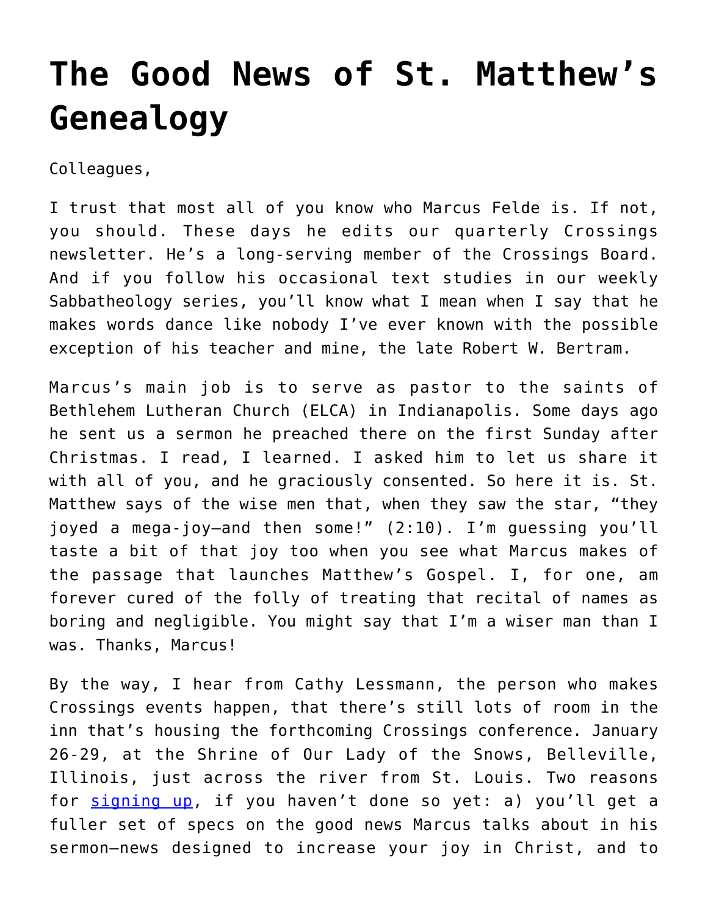# The Good News of St. Matthew's Genealogy

Colleagues,

I trust that most all of you know who Marcus Felde is. If not, you should. These days he edits our quarterly Crossings newsletter. He's a long-serving member of the Crossings Board. And if you follow his occasional text studies in our weekly Sabbatheology series, you'll know what I mean when I say that he makes words dance like nobody I've ever known with the possible exception of his teacher and mine, the late Robert W. Bertram.

Marcus's main job is to serve as pastor to the saints of Bethlehem Lutheran Church (ELCA) in Indianapolis. Some days ago he sent us a sermon he preached there on the first Sunday after Christmas. I read, I learned. I asked him to let us share it with all of you, and he graciously consented. So here it is. St. Matthew says of the wise men that, when they saw the star, "they joyed a mega-joy—and then some!" (2:10). I'm guessing you'll taste a bit of that joy too when you see what Marcus makes of the passage that launches Matthew's Gospel. I, for one, am forever cured of the folly of treating that recital of names as boring and negligible. You might say that I'm a wiser man than I was. Thanks, Marcus!

By the way, I hear from Cathy Lessmann, the person who makes Crossings events happen, that there's still lots of room in the inn that's housing the forthcoming Crossings conference. January 26-29, at the Shrine of Our Lady of the Snows, Belleville, Illinois, just across the river from St. Louis. Two reasons for signing up, if you haven't done so yet: a) you'll get a fuller set of specs on the good news Marcus talks about in his sermon—news designed to increase your joy in Christ, and to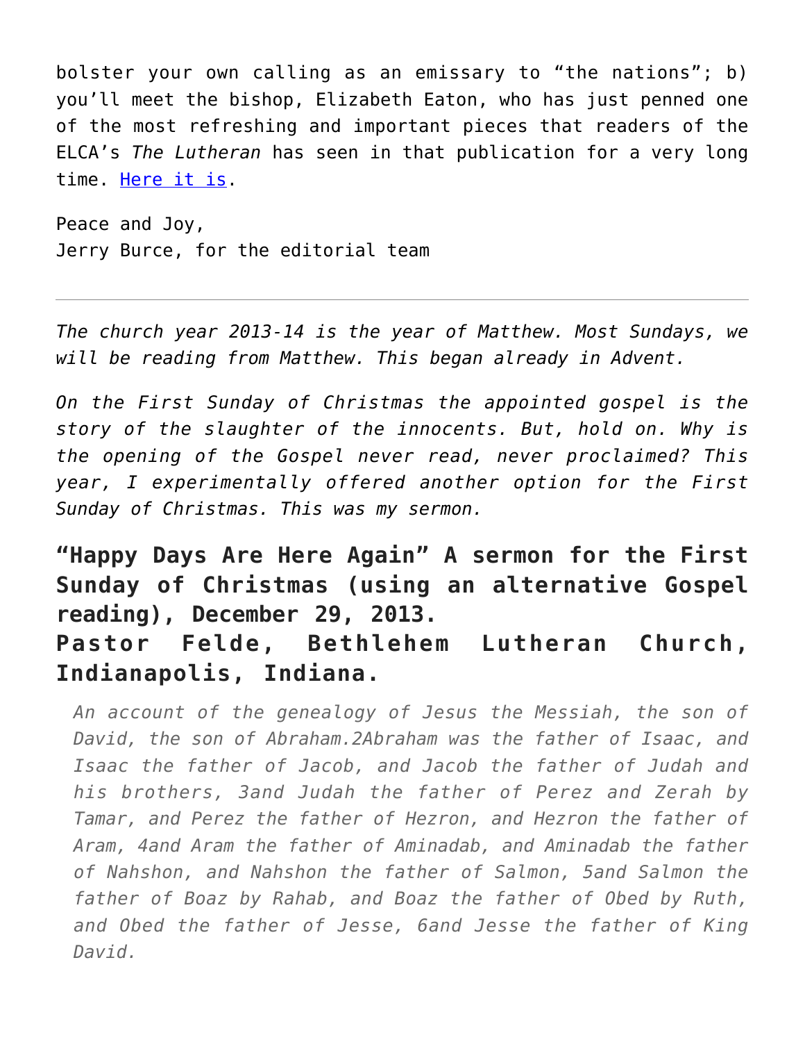bolster your own calling as an emissary to "the nations"; b) you'll meet the bishop, Elizabeth Eaton, who has just penned one of the most refreshing and important pieces that readers of the ELCA's *The Lutheran* has seen in that publication for a very long time. Here it is.

Peace and Joy,
Jerry Burce, for the editorial team

---

*The church year 2013-14 is the year of Matthew. Most Sundays, we will be reading from Matthew. This began already in Advent.*

*On the First Sunday of Christmas the appointed gospel is the story of the slaughter of the innocents. But, hold on. Why is the opening of the Gospel never read, never proclaimed? This year, I experimentally offered another option for the First Sunday of Christmas. This was my sermon.*

## "Happy Days Are Here Again" A sermon for the First Sunday of Christmas (using an alternative Gospel reading), December 29, 2013.
## Pastor Felde, Bethlehem Lutheran Church, Indianapolis, Indiana.

> *An account of the genealogy of Jesus the Messiah, the son of David, the son of Abraham.2Abraham was the father of Isaac, and Isaac the father of Jacob, and Jacob the father of Judah and his brothers, 3and Judah the father of Perez and Zerah by Tamar, and Perez the father of Hezron, and Hezron the father of Aram, 4and Aram the father of Aminadab, and Aminadab the father of Nahshon, and Nahshon the father of Salmon, 5and Salmon the father of Boaz by Rahab, and Boaz the father of Obed by Ruth, and Obed the father of Jesse, 6and Jesse the father of King David.*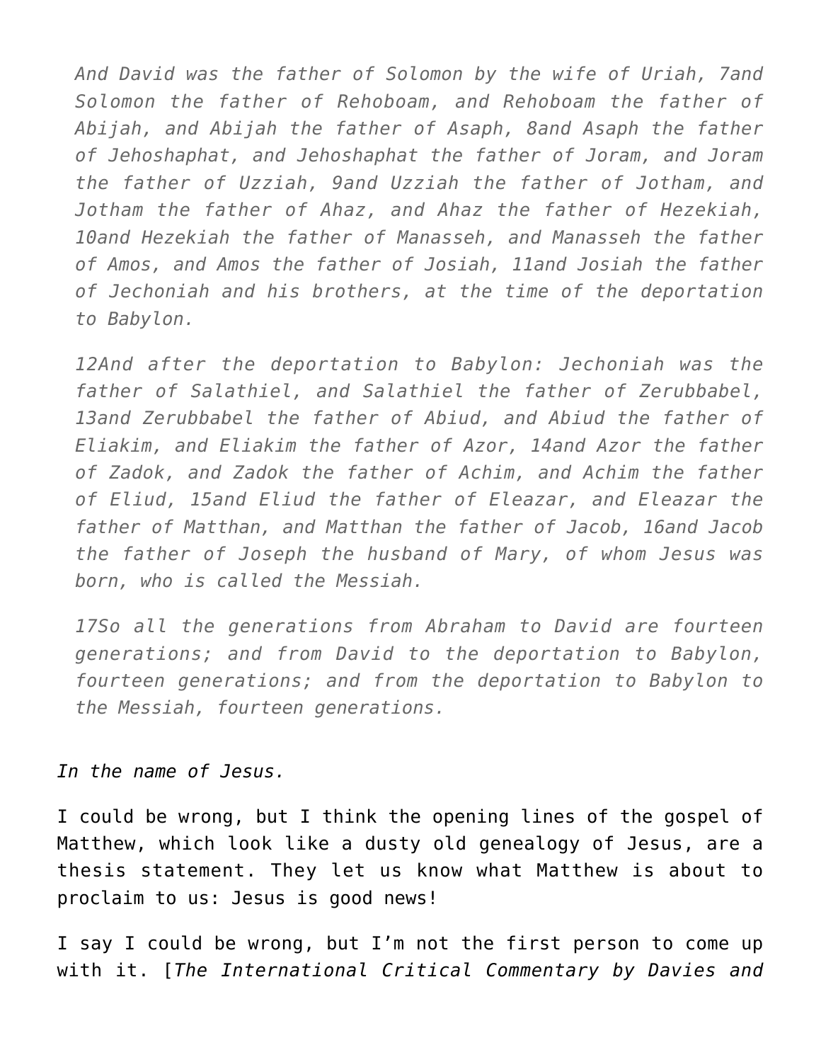*And David was the father of Solomon by the wife of Uriah, 7and Solomon the father of Rehoboam, and Rehoboam the father of Abijah, and Abijah the father of Asaph, 8and Asaph the father of Jehoshaphat, and Jehoshaphat the father of Joram, and Joram the father of Uzziah, 9and Uzziah the father of Jotham, and Jotham the father of Ahaz, and Ahaz the father of Hezekiah, 10and Hezekiah the father of Manasseh, and Manasseh the father of Amos, and Amos the father of Josiah, 11and Josiah the father of Jechoniah and his brothers, at the time of the deportation to Babylon.*

*12And after the deportation to Babylon: Jechoniah was the father of Salathiel, and Salathiel the father of Zerubbabel, 13and Zerubbabel the father of Abiud, and Abiud the father of Eliakim, and Eliakim the father of Azor, 14and Azor the father of Zadok, and Zadok the father of Achim, and Achim the father of Eliud, 15and Eliud the father of Eleazar, and Eleazar the father of Matthan, and Matthan the father of Jacob, 16and Jacob the father of Joseph the husband of Mary, of whom Jesus was born, who is called the Messiah.*

*17So all the generations from Abraham to David are fourteen generations; and from David to the deportation to Babylon, fourteen generations; and from the deportation to Babylon to the Messiah, fourteen generations.*

*In the name of Jesus.*

I could be wrong, but I think the opening lines of the gospel of Matthew, which look like a dusty old genealogy of Jesus, are a thesis statement. They let us know what Matthew is about to proclaim to us: Jesus is good news!

I say I could be wrong, but I'm not the first person to come up with it. [*The International Critical Commentary by Davies and*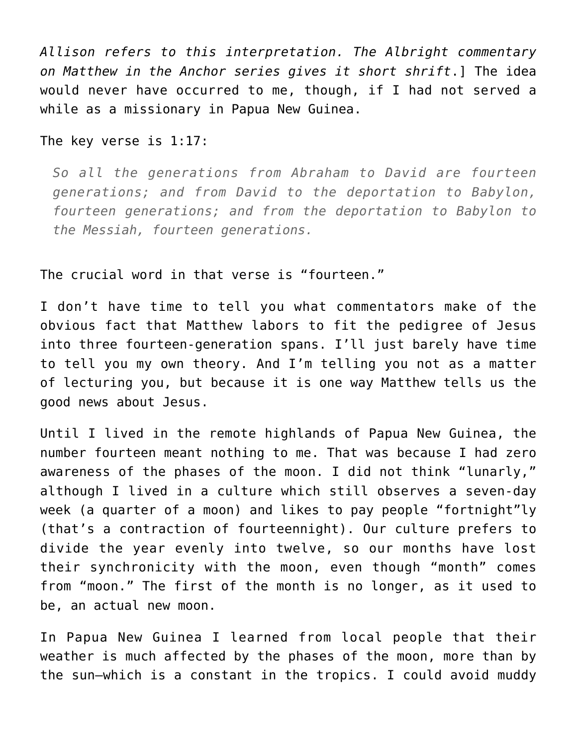*Allison refers to this interpretation. The Albright commentary on Matthew in the Anchor series gives it short shrift*.] The idea would never have occurred to me, though, if I had not served a while as a missionary in Papua New Guinea.

The key verse is 1:17:

> *So all the generations from Abraham to David are fourteen generations; and from David to the deportation to Babylon, fourteen generations; and from the deportation to Babylon to the Messiah, fourteen generations.*

The crucial word in that verse is "fourteen."

I don't have time to tell you what commentators make of the obvious fact that Matthew labors to fit the pedigree of Jesus into three fourteen-generation spans. I'll just barely have time to tell you my own theory. And I'm telling you not as a matter of lecturing you, but because it is one way Matthew tells us the good news about Jesus.

Until I lived in the remote highlands of Papua New Guinea, the number fourteen meant nothing to me. That was because I had zero awareness of the phases of the moon. I did not think "lunarly," although I lived in a culture which still observes a seven-day week (a quarter of a moon) and likes to pay people "fortnight"ly (that's a contraction of fourteennight). Our culture prefers to divide the year evenly into twelve, so our months have lost their synchronicity with the moon, even though "month" comes from "moon." The first of the month is no longer, as it used to be, an actual new moon.

In Papua New Guinea I learned from local people that their weather is much affected by the phases of the moon, more than by the sun—which is a constant in the tropics. I could avoid muddy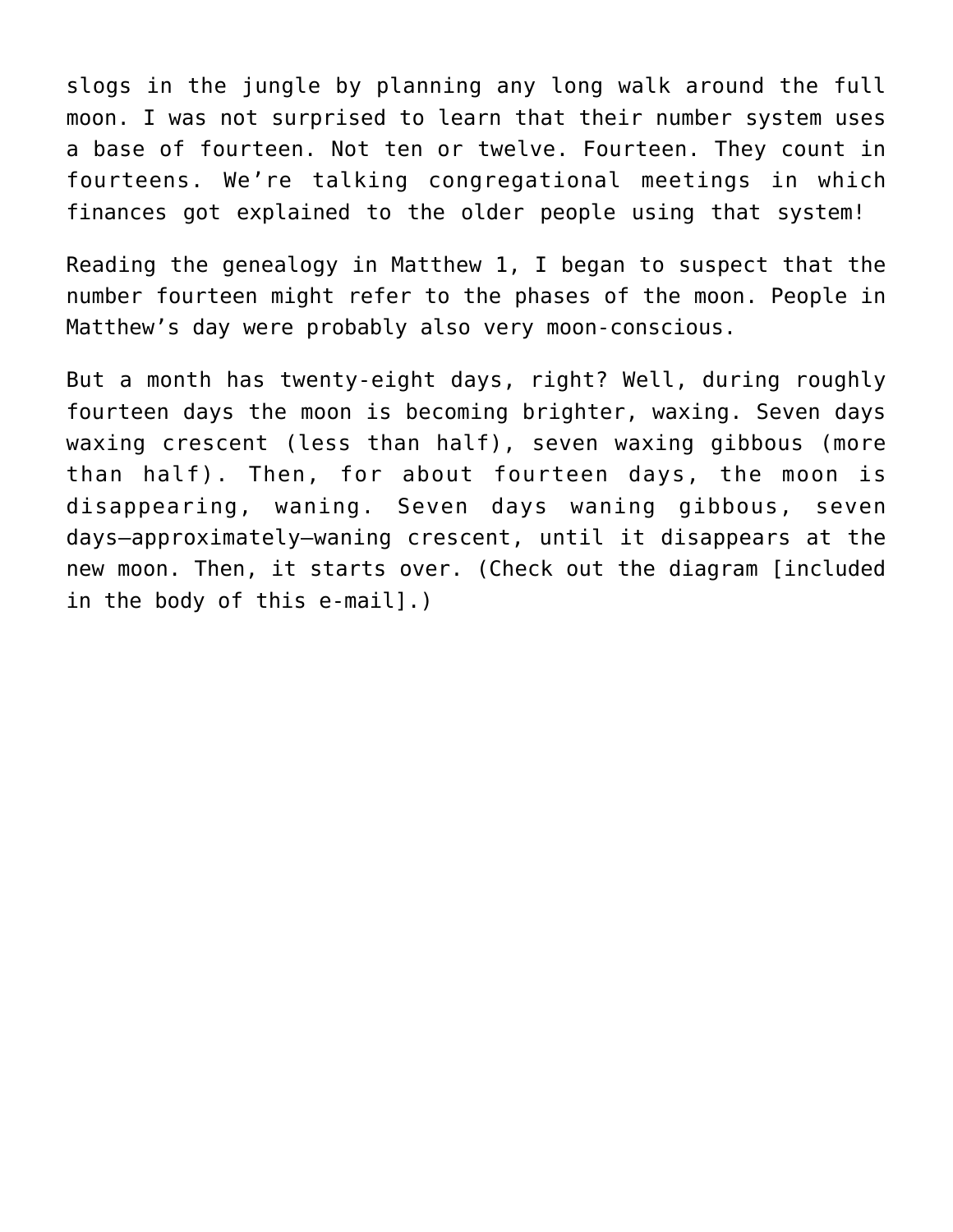slogs in the jungle by planning any long walk around the full moon. I was not surprised to learn that their number system uses a base of fourteen. Not ten or twelve. Fourteen. They count in fourteens. We're talking congregational meetings in which finances got explained to the older people using that system!

Reading the genealogy in Matthew 1, I began to suspect that the number fourteen might refer to the phases of the moon. People in Matthew's day were probably also very moon-conscious.

But a month has twenty-eight days, right? Well, during roughly fourteen days the moon is becoming brighter, waxing. Seven days waxing crescent (less than half), seven waxing gibbous (more than half). Then, for about fourteen days, the moon is disappearing, waning. Seven days waning gibbous, seven days—approximately—waning crescent, until it disappears at the new moon. Then, it starts over. (Check out the diagram [included in the body of this e-mail].)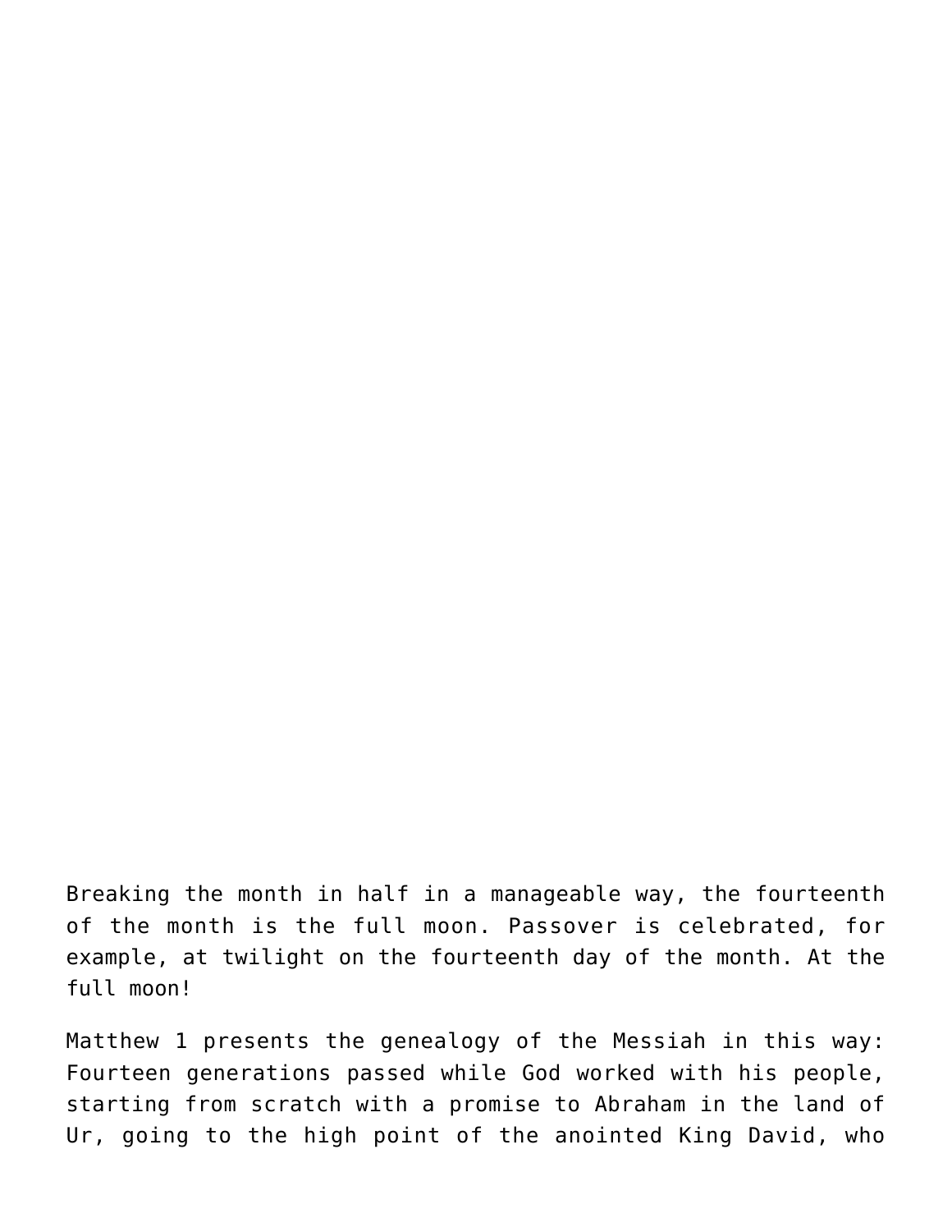Breaking the month in half in a manageable way, the fourteenth of the month is the full moon. Passover is celebrated, for example, at twilight on the fourteenth day of the month. At the full moon!

Matthew 1 presents the genealogy of the Messiah in this way: Fourteen generations passed while God worked with his people, starting from scratch with a promise to Abraham in the land of Ur, going to the high point of the anointed King David, who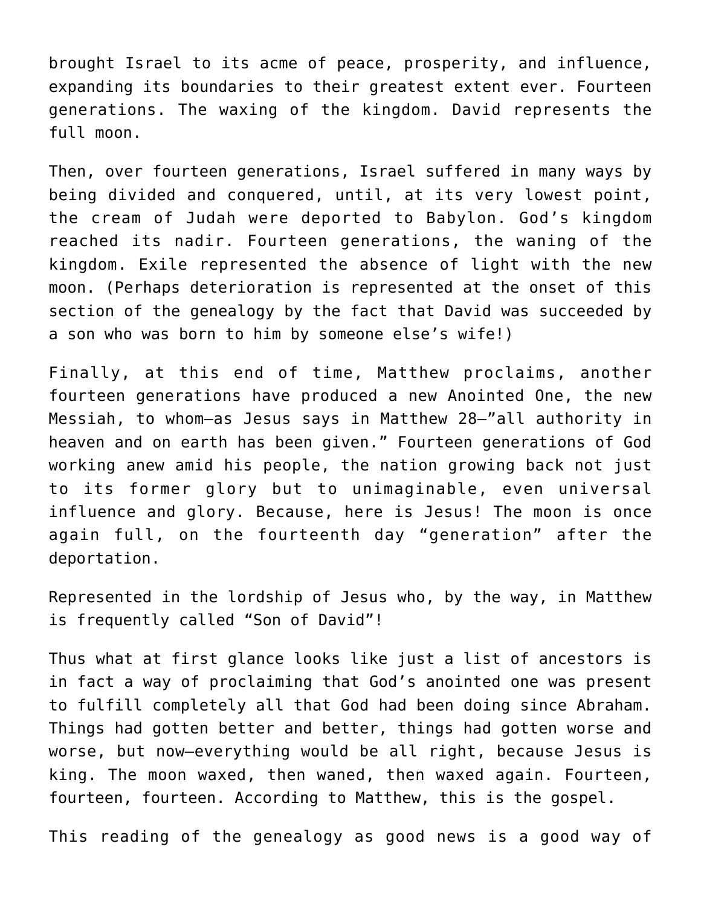brought Israel to its acme of peace, prosperity, and influence, expanding its boundaries to their greatest extent ever. Fourteen generations. The waxing of the kingdom. David represents the full moon.

Then, over fourteen generations, Israel suffered in many ways by being divided and conquered, until, at its very lowest point, the cream of Judah were deported to Babylon. God's kingdom reached its nadir. Fourteen generations, the waning of the kingdom. Exile represented the absence of light with the new moon. (Perhaps deterioration is represented at the onset of this section of the genealogy by the fact that David was succeeded by a son who was born to him by someone else's wife!)

Finally, at this end of time, Matthew proclaims, another fourteen generations have produced a new Anointed One, the new Messiah, to whom—as Jesus says in Matthew 28—"all authority in heaven and on earth has been given." Fourteen generations of God working anew amid his people, the nation growing back not just to its former glory but to unimaginable, even universal influence and glory. Because, here is Jesus! The moon is once again full, on the fourteenth day "generation" after the deportation.

Represented in the lordship of Jesus who, by the way, in Matthew is frequently called "Son of David"!

Thus what at first glance looks like just a list of ancestors is in fact a way of proclaiming that God's anointed one was present to fulfill completely all that God had been doing since Abraham. Things had gotten better and better, things had gotten worse and worse, but now—everything would be all right, because Jesus is king. The moon waxed, then waned, then waxed again. Fourteen, fourteen, fourteen. According to Matthew, this is the gospel.

This reading of the genealogy as good news is a good way of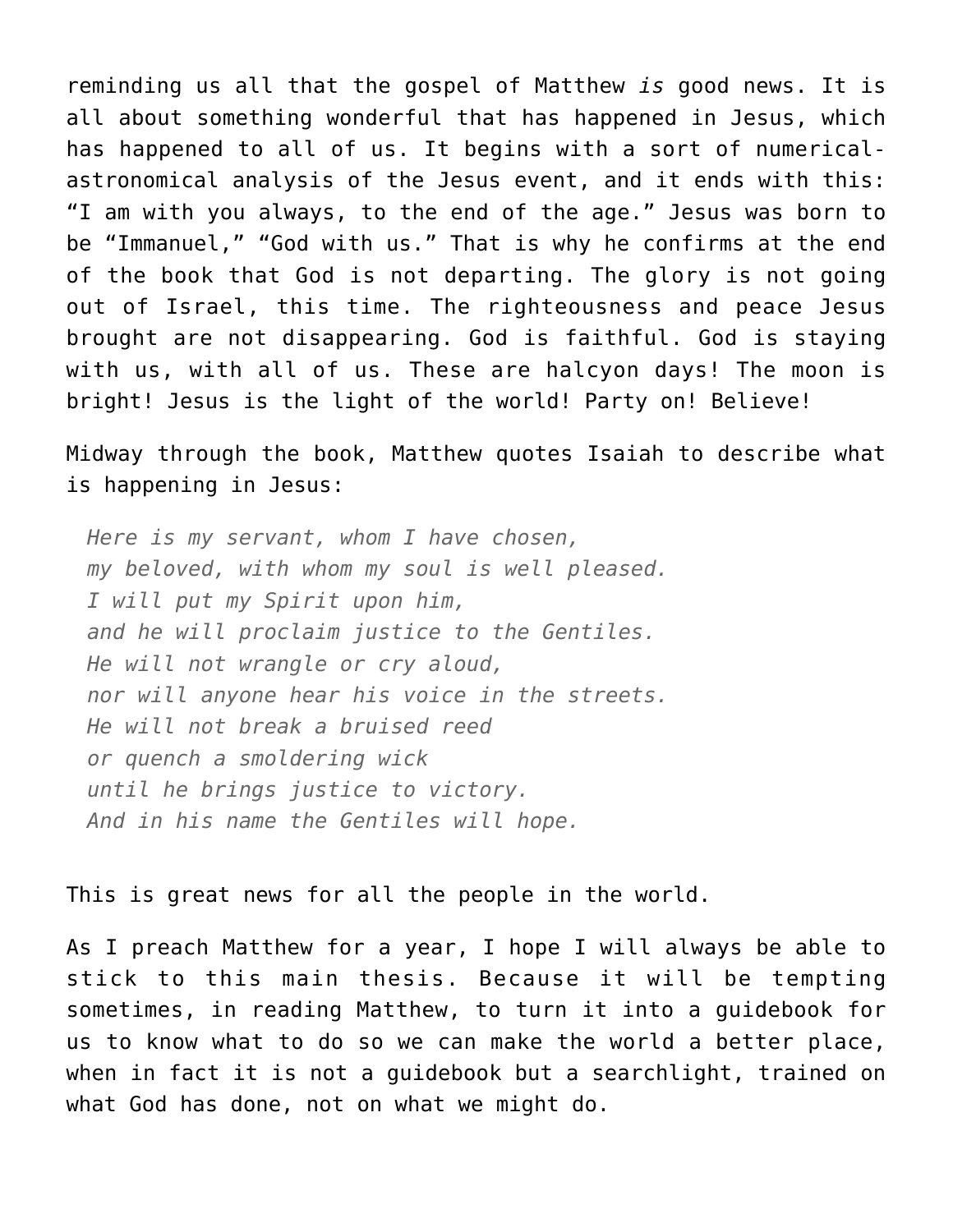reminding us all that the gospel of Matthew *is* good news. It is all about something wonderful that has happened in Jesus, which has happened to all of us. It begins with a sort of numerical-astronomical analysis of the Jesus event, and it ends with this: "I am with you always, to the end of the age." Jesus was born to be "Immanuel," "God with us." That is why he confirms at the end of the book that God is not departing. The glory is not going out of Israel, this time. The righteousness and peace Jesus brought are not disappearing. God is faithful. God is staying with us, with all of us. These are halcyon days! The moon is bright! Jesus is the light of the world! Party on! Believe!

Midway through the book, Matthew quotes Isaiah to describe what is happening in Jesus:

> *Here is my servant, whom I have chosen,*
> *my beloved, with whom my soul is well pleased.*
> *I will put my Spirit upon him,*
> *and he will proclaim justice to the Gentiles.*
> *He will not wrangle or cry aloud,*
> *nor will anyone hear his voice in the streets.*
> *He will not break a bruised reed*
> *or quench a smoldering wick*
> *until he brings justice to victory.*
> *And in his name the Gentiles will hope.*

This is great news for all the people in the world.

As I preach Matthew for a year, I hope I will always be able to stick to this main thesis. Because it will be tempting sometimes, in reading Matthew, to turn it into a guidebook for us to know what to do so we can make the world a better place, when in fact it is not a guidebook but a searchlight, trained on what God has done, not on what we might do.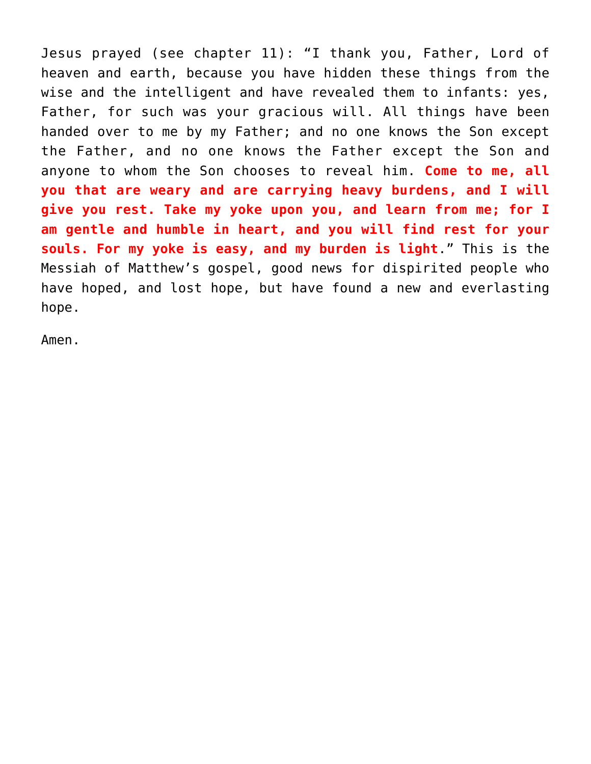Jesus prayed (see chapter 11): “I thank you, Father, Lord of heaven and earth, because you have hidden these things from the wise and the intelligent and have revealed them to infants: yes, Father, for such was your gracious will. All things have been handed over to me by my Father; and no one knows the Son except the Father, and no one knows the Father except the Son and anyone to whom the Son chooses to reveal him. **Come to me, all you that are weary and are carrying heavy burdens, and I will give you rest. Take my yoke upon you, and learn from me; for I am gentle and humble in heart, and you will find rest for your souls. For my yoke is easy, and my burden is light**.” This is the Messiah of Matthew’s gospel, good news for dispirited people who have hoped, and lost hope, but have found a new and everlasting hope.

Amen.